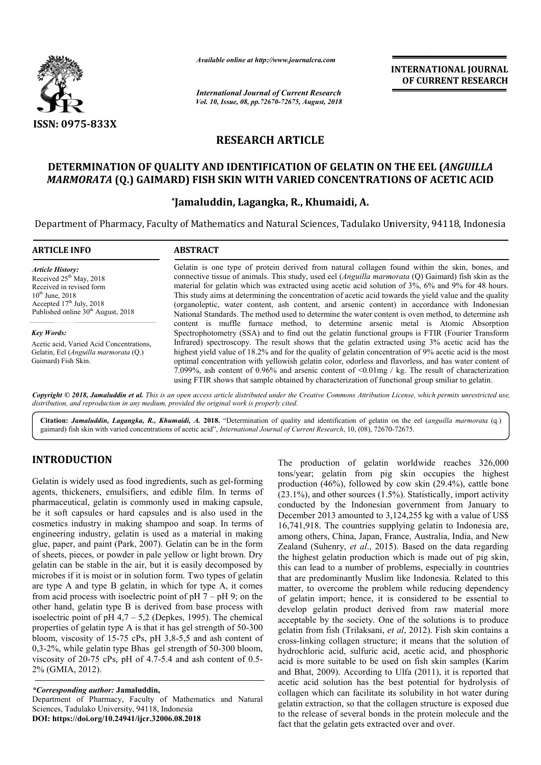Available online at http://www.journalcra.com

ISSN: 0975-833X

INTERNATIONAL JOURNAL OF CURRENT RESEARCH

International Journal of Current Research
Vol. 10, Issue, 08, pp.72670-72675, August, 2018

## RESEARCH ARTICLE

# DETERMINATION OF QUALITY AND IDENTIFICATION OF GELATIN ON THE EEL (*ANGUILLA MARMORATA* (Q.) GAIMARD) FISH SKIN WITH VARIED CONCENTRATIONS OF ACETIC ACID

**\*Jamaluddin, Lagangka, R., Khumaidi, A.**

Department of Pharmacy, Faculty of Mathematics and Natural Sciences, Tadulako University, 94118, Indonesia

**ARTICLE INFO**

*Article History:*
Received 25th May, 2018
Received in revised form 10th June, 2018
Accepted 17th July, 2018
Published online 30th August, 2018

*Key Words:*
Acetic acid, Varied Acid Concentrations, Gelatin, Eel (*Anguilla marmorata* (Q.) Gaimard) Fish Skin.

**ABSTRACT**

Gelatin is one type of protein derived from natural collagen found within the skin, bones, and connective tissue of animals. This study, used eel (*Anguilla marmorata* (Q) Gaimard) fish skin as the material for gelatin which was extracted using acetic acid solution of 3%, 6% and 9% for 48 hours. This study aims at determining the concentration of acetic acid towards the yield value and the quality (organoleptic, water content, ash content, and arsenic content) in accordance with Indonesian National Standards. The method used to determine the water content is oven method, to determine ash content is muffle furnace method, to determine arsenic metal is Atomic Absorption Spectrophotometry (SSA) and to find out the gelatin functional groups is FTIR (Fourier Transform Infrared) spectroscopy. The result shows that the gelatin extracted using 3% acetic acid has the highest yield value of 18.2% and for the quality of gelatin concentration of 9% acetic acid is the most optimal concentration with yellowish gelatin color, odorless and flavorless, and has water content of 7.099%, ash content of 0.96% and arsenic content of <0.01mg / kg. The result of characterization using FTIR shows that sample obtained by characterization of functional group smiliar to gelatin.

*Copyright © 2018, Jamaluddin et al. This is an open access article distributed under the Creative Commons Attribution License, which permits unrestricted use, distribution, and reproduction in any medium, provided the original work is properly cited.*

**Citation:** *Jamaluddin, Lagangka, R., Khumaidi, A.* **2018.** "Determination of quality and identification of gelatin on the eel (*anguilla marmorata* (q.) gaimard) fish skin with varied concentrations of acetic acid", *International Journal of Current Research*, 10, (08), 72670-72675.

## INTRODUCTION

Gelatin is widely used as food ingredients, such as gel-forming agents, thickeners, emulsifiers, and edible film. In terms of pharmaceutical, gelatin is commonly used in making capsule, be it soft capsules or hard capsules and is also used in the cosmetics industry in making shampoo and soap. In terms of engineering industry, gelatin is used as a material in making glue, paper, and paint (Park, 2007). Gelatin can be in the form of sheets, pieces, or powder in pale yellow or light brown. Dry gelatin can be stable in the air, but it is easily decomposed by microbes if it is moist or in solution form. Two types of gelatin are type A and type B gelatin, in which for type A, it comes from acid process with isoelectric point of pH 7 – pH 9; on the other hand, gelatin type B is derived from base process with isoelectric point of pH 4,7 – 5,2 (Depkes, 1995). The chemical properties of gelatin type A is that it has gel strength of 50-300 bloom, viscosity of 15-75 cPs, pH 3,8-5,5 and ash content of 0,3-2%, while gelatin type Bhas gel strength of 50-300 bloom, viscosity of 20-75 cPs, pH of 4.7-5.4 and ash content of 0.5-2% (GMIA, 2012).

*\*Corresponding author:* **Jamaluddin,**
Department of Pharmacy, Faculty of Mathematics and Natural Sciences, Tadulako University, 94118, Indonesia
**DOI: https://doi.org/10.24941/ijcr.32006.08.2018**

The production of gelatin worldwide reaches 326,000 tons/year; gelatin from pig skin occupies the highest production (46%), followed by cow skin (29.4%), cattle bone (23.1%), and other sources (1.5%). Statistically, import activity conducted by the Indonesian government from January to December 2013 amounted to 3,124,255 kg with a value of US$ 16,741,918. The countries supplying gelatin to Indonesia are, among others, China, Japan, France, Australia, India, and New Zealand (Suhenry, *et al*., 2015). Based on the data regarding the highest gelatin production which is made out of pig skin, this can lead to a number of problems, especially in countries that are predominantly Muslim like Indonesia. Related to this matter, to overcome the problem while reducing dependency of gelatin import; hence, it is considered to be essential to develop gelatin product derived from raw material more acceptable by the society. One of the solutions is to produce gelatin from fish (Trilaksani, *et al*, 2012). Fish skin contains a cross-linking collagen structure; it means that the solution of hydrochloric acid, sulfuric acid, acetic acid, and phosphoric acid is more suitable to be used on fish skin samples (Karim and Bhat, 2009). According to Ulfa (2011), it is reported that acetic acid solution has the best potential for hydrolysis of collagen which can facilitate its solubility in hot water during gelatin extraction, so that the collagen structure is exposed due to the release of several bonds in the protein molecule and the fact that the gelatin gets extracted over and over.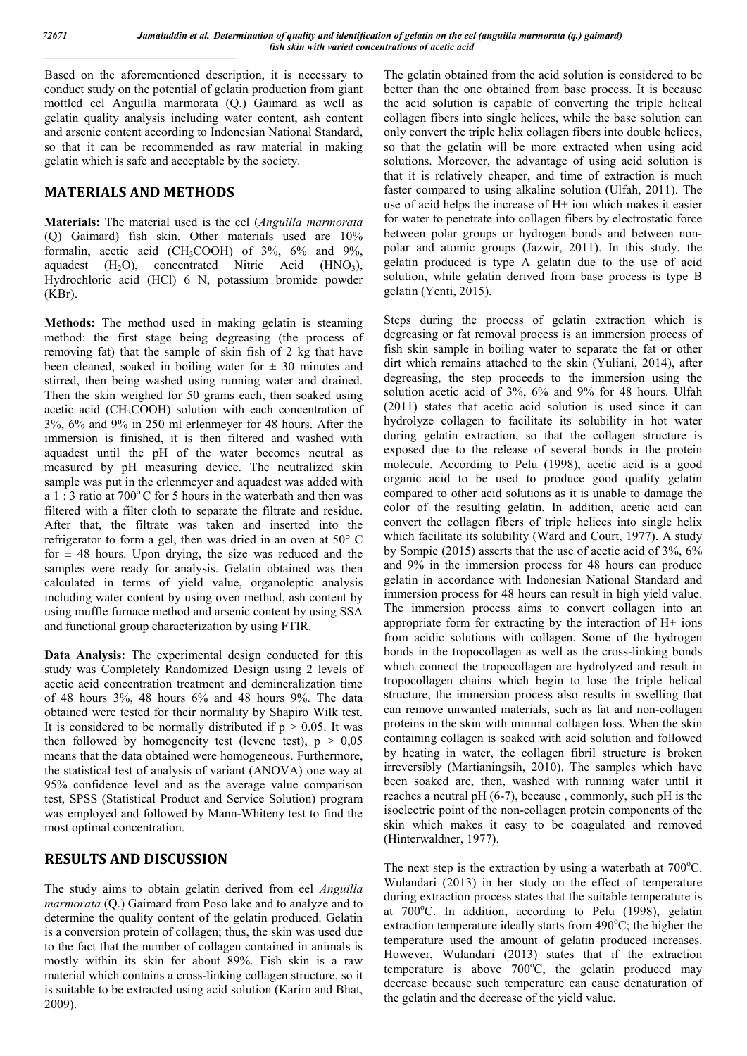Based on the aforementioned description, it is necessary to conduct study on the potential of gelatin production from giant mottled eel Anguilla marmorata (Q.) Gaimard as well as gelatin quality analysis including water content, ash content and arsenic content according to Indonesian National Standard, so that it can be recommended as raw material in making gelatin which is safe and acceptable by the society.

## MATERIALS AND METHODS

**Materials:** The material used is the eel (*Anguilla marmorata* (Q) Gaimard) fish skin. Other materials used are 10% formalin, acetic acid ($CH_3COOH$) of 3%, 6% and 9%, aquadest ($H_2O$), concentrated Nitric Acid ($HNO_3$), Hydrochloric acid (HCl) 6 N, potassium bromide powder (KBr).

**Methods:** The method used in making gelatin is steaming method: the first stage being degreasing (the process of removing fat) that the sample of skin fish of 2 kg that have been cleaned, soaked in boiling water for ± 30 minutes and stirred, then being washed using running water and drained. Then the skin weighed for 50 grams each, then soaked using acetic acid ($CH_3COOH$) solution with each concentration of 3%, 6% and 9% in 250 ml erlenmeyer for 48 hours. After the immersion is finished, it is then filtered and washed with aquadest until the pH of the water becomes neutral as measured by pH measuring device. The neutralized skin sample was put in the erlenmeyer and aquadest was added with a 1 : 3 ratio at 700° C for 5 hours in the waterbath and then was filtered with a filter cloth to separate the filtrate and residue. After that, the filtrate was taken and inserted into the refrigerator to form a gel, then was dried in an oven at 50° C for ± 48 hours. Upon drying, the size was reduced and the samples were ready for analysis. Gelatin obtained was then calculated in terms of yield value, organoleptic analysis including water content by using oven method, ash content by using muffle furnace method and arsenic content by using SSA and functional group characterization by using FTIR.

**Data Analysis:** The experimental design conducted for this study was Completely Randomized Design using 2 levels of acetic acid concentration treatment and demineralization time of 48 hours 3%, 48 hours 6% and 48 hours 9%. The data obtained were tested for their normality by Shapiro Wilk test. It is considered to be normally distributed if $p > 0.05$. It was then followed by homogeneity test (levene test), $p > 0,05$ means that the data obtained were homogeneous. Furthermore, the statistical test of analysis of variant (ANOVA) one way at 95% confidence level and as the average value comparison test, SPSS (Statistical Product and Service Solution) program was employed and followed by Mann-Whiteny test to find the most optimal concentration.

## RESULTS AND DISCUSSION

The study aims to obtain gelatin derived from eel *Anguilla marmorata* (Q.) Gaimard from Poso lake and to analyze and to determine the quality content of the gelatin produced. Gelatin is a conversion protein of collagen; thus, the skin was used due to the fact that the number of collagen contained in animals is mostly within its skin for about 89%. Fish skin is a raw material which contains a cross-linking collagen structure, so it is suitable to be extracted using acid solution (Karim and Bhat, 2009).

The gelatin obtained from the acid solution is considered to be better than the one obtained from base process. It is because the acid solution is capable of converting the triple helical collagen fibers into single helices, while the base solution can only convert the triple helix collagen fibers into double helices, so that the gelatin will be more extracted when using acid solutions. Moreover, the advantage of using acid solution is that it is relatively cheaper, and time of extraction is much faster compared to using alkaline solution (Ulfah, 2011). The use of acid helps the increase of H+ ion which makes it easier for water to penetrate into collagen fibers by electrostatic force between polar groups or hydrogen bonds and between non-polar and atomic groups (Jazwir, 2011). In this study, the gelatin produced is type A gelatin due to the use of acid solution, while gelatin derived from base process is type B gelatin (Yenti, 2015).

Steps during the process of gelatin extraction which is degreasing or fat removal process is an immersion process of fish skin sample in boiling water to separate the fat or other dirt which remains attached to the skin (Yuliani, 2014), after degreasing, the step proceeds to the immersion using the solution acetic acid of 3%, 6% and 9% for 48 hours. Ulfah (2011) states that acetic acid solution is used since it can hydrolyze collagen to facilitate its solubility in hot water during gelatin extraction, so that the collagen structure is exposed due to the release of several bonds in the protein molecule. According to Pelu (1998), acetic acid is a good organic acid to be used to produce good quality gelatin compared to other acid solutions as it is unable to damage the color of the resulting gelatin. In addition, acetic acid can convert the collagen fibers of triple helices into single helix which facilitate its solubility (Ward and Court, 1977). A study by Sompie (2015) asserts that the use of acetic acid of 3%, 6% and 9% in the immersion process for 48 hours can produce gelatin in accordance with Indonesian National Standard and immersion process for 48 hours can result in high yield value. The immersion process aims to convert collagen into an appropriate form for extracting by the interaction of H+ ions from acidic solutions with collagen. Some of the hydrogen bonds in the tropocollagen as well as the cross-linking bonds which connect the tropocollagen are hydrolyzed and result in tropocollagen chains which begin to lose the triple helical structure, the immersion process also results in swelling that can remove unwanted materials, such as fat and non-collagen proteins in the skin with minimal collagen loss. When the skin containing collagen is soaked with acid solution and followed by heating in water, the collagen fibril structure is broken irreversibly (Martianingsih, 2010). The samples which have been soaked are, then, washed with running water until it reaches a neutral pH (6-7), because , commonly, such pH is the isoelectric point of the non-collagen protein components of the skin which makes it easy to be coagulated and removed (Hinterwaldner, 1977).

The next step is the extraction by using a waterbath at 700°C. Wulandari (2013) in her study on the effect of temperature during extraction process states that the suitable temperature is at 700°C. In addition, according to Pelu (1998), gelatin extraction temperature ideally starts from 490°C; the higher the temperature used the amount of gelatin produced increases. However, Wulandari (2013) states that if the extraction temperature is above 700°C, the gelatin produced may decrease because such temperature can cause denaturation of the gelatin and the decrease of the yield value.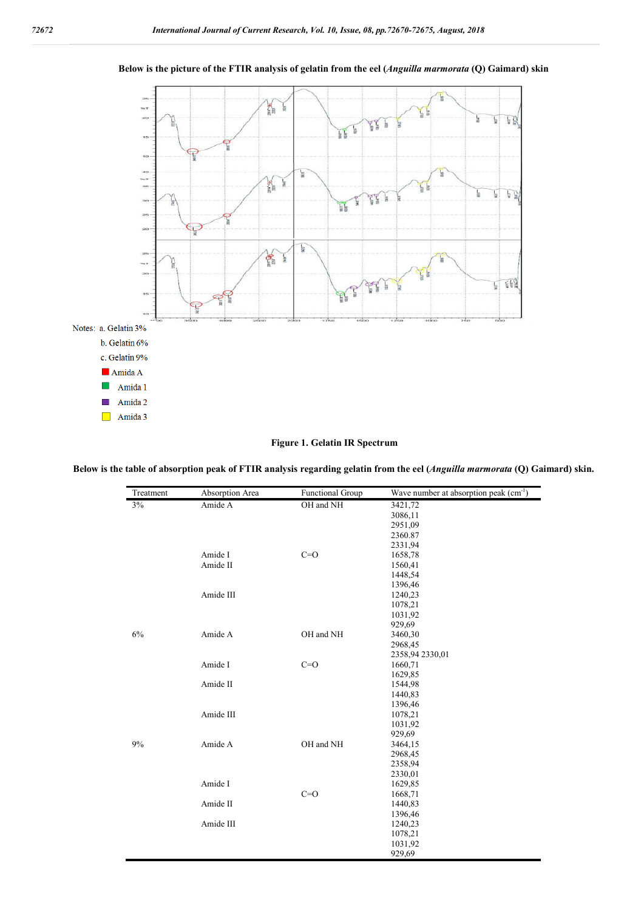**Below is the picture of the FTIR analysis of gelatin from the eel (*Anguilla marmorata* (Q) Gaimard) skin**

Notes: a. Gelatin 3%

b. Gelatin 6%

c. Gelatin 9%

Amida A

Amida 1

Amida 2

Amida 3

**Figure 1. Gelatin IR Spectrum**

**Below is the table of absorption peak of FTIR analysis regarding gelatin from the eel (*Anguilla marmorata* (Q) Gaimard) skin.**

| Treatment | Absorption Area | Functional Group | Wave number at absorption peak ($cm^{-1}$) |
|---|---|---|---|
| 3% | Amide A | OH and NH | 3421,72 |
| | | | 3086,11 |
| | | | 2951,09 |
| | | | 2360.87 |
| | | | 2331,94 |
| | Amide I | C=O | 1658,78 |
| | Amide II | | 1560,41 |
| | | | 1448,54 |
| | | | 1396,46 |
| | Amide III | | 1240,23 |
| | | | 1078,21 |
| | | | 1031,92 |
| | | | 929,69 |
| 6% | Amide A | OH and NH | 3460,30 |
| | | | 2968,45 |
| | | | 2358,94 2330,01 |
| | Amide I | C=O | 1660,71 |
| | | | 1629,85 |
| | Amide II | | 1544,98 |
| | | | 1440,83 |
| | | | 1396,46 |
| | Amide III | | 1078,21 |
| | | | 1031,92 |
| | | | 929,69 |
| 9% | Amide A | OH and NH | 3464,15 |
| | | | 2968,45 |
| | | | 2358,94 |
| | | | 2330,01 |
| | Amide I | | 1629,85 |
| | | C=O | 1668,71 |
| | Amide II | | 1440,83 |
| | | | 1396,46 |
| | Amide III | | 1240,23 |
| | | | 1078,21 |
| | | | 1031,92 |
| | | | 929,69 |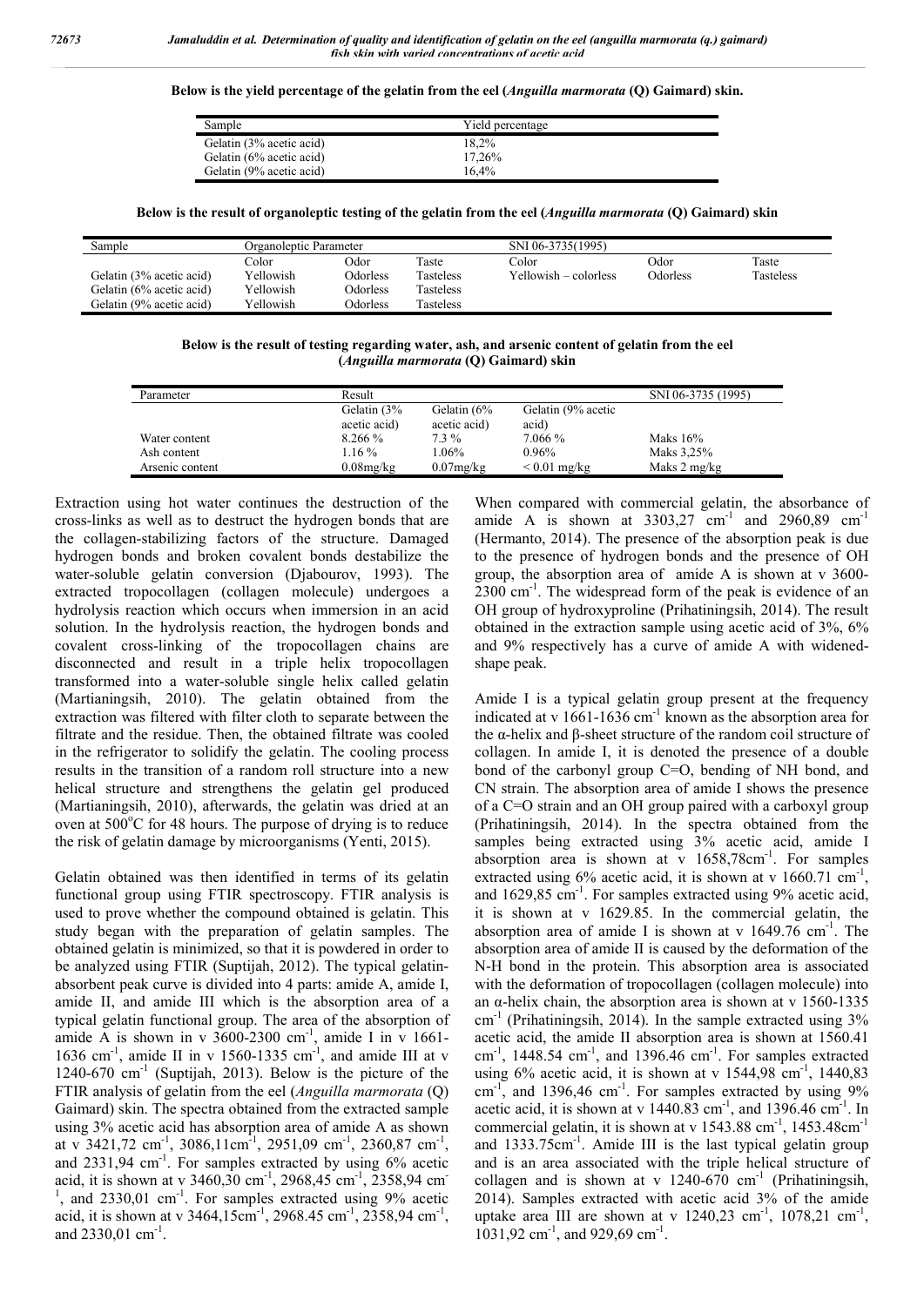Below is the yield percentage of the gelatin from the eel (*Anguilla marmorata* (Q) Gaimard) skin.

| Sample | Yield percentage |
|---|---|
| Gelatin (3% acetic acid) | 18,2% |
| Gelatin (6% acetic acid) | 17,26% |
| Gelatin (9% acetic acid) | 16,4% |

Below is the result of organoleptic testing of the gelatin from the eel (*Anguilla marmorata* (Q) Gaimard) skin

| Sample | Organoleptic Parameter | | | SNI 06-3735(1995) | | |
|---|---|---|---|---|---|---|
| | Color | Odor | Taste | Color | Odor | Taste |
| Gelatin (3% acetic acid) | Yellowish | Odorless | Tasteless | Yellowish – colorless | Odorless | Tasteless |
| Gelatin (6% acetic acid) | Yellowish | Odorless | Tasteless | | | |
| Gelatin (9% acetic acid) | Yellowish | Odorless | Tasteless | | | |

Below is the result of testing regarding water, ash, and arsenic content of gelatin from the eel (*Anguilla marmorata* (Q) Gaimard) skin

| Parameter | Result | | | SNI 06-3735 (1995) |
|---|---|---|---|---|
| | Gelatin (3% acetic acid) | Gelatin (6% acetic acid) | Gelatin (9% acetic acid) | |
| Water content | 8.266 % | 7.3 % | 7.066 % | Maks 16% |
| Ash content | 1.16 % | 1.06% | 0.96% | Maks 3,25% |
| Arsenic content | 0.08mg/kg | 0.07mg/kg | < 0.01 mg/kg | Maks 2 mg/kg |

Extraction using hot water continues the destruction of the cross-links as well as to destruct the hydrogen bonds that are the collagen-stabilizing factors of the structure. Damaged hydrogen bonds and broken covalent bonds destabilize the water-soluble gelatin conversion (Djabourov, 1993). The extracted tropocollagen (collagen molecule) undergoes a hydrolysis reaction which occurs when immersion in an acid solution. In the hydrolysis reaction, the hydrogen bonds and covalent cross-linking of the tropocollagen chains are disconnected and result in a triple helix tropocollagen transformed into a water-soluble single helix called gelatin (Martianingsih, 2010). The gelatin obtained from the extraction was filtered with filter cloth to separate between the filtrate and the residue. Then, the obtained filtrate was cooled in the refrigerator to solidify the gelatin. The cooling process results in the transition of a random roll structure into a new helical structure and strengthens the gelatin gel produced (Martianingsih, 2010), afterwards, the gelatin was dried at an oven at 500°C for 48 hours. The purpose of drying is to reduce the risk of gelatin damage by microorganisms (Yenti, 2015).

Gelatin obtained was then identified in terms of its gelatin functional group using FTIR spectroscopy. FTIR analysis is used to prove whether the compound obtained is gelatin. This study began with the preparation of gelatin samples. The obtained gelatin is minimized, so that it is powdered in order to be analyzed using FTIR (Suptijah, 2012). The typical gelatin-absorbent peak curve is divided into 4 parts: amide A, amide I, amide II, and amide III which is the absorption area of a typical gelatin functional group. The area of the absorption of amide A is shown in v 3600-2300 $cm^{-1}$, amide I in v 1661-1636 $cm^{-1}$, amide II in v 1560-1335 $cm^{-1}$, and amide III at v 1240-670 $cm^{-1}$ (Suptijah, 2013). Below is the picture of the FTIR analysis of gelatin from the eel (*Anguilla marmorata* (Q) Gaimard) skin. The spectra obtained from the extracted sample using 3% acetic acid has absorption area of amide A as shown at v 3421,72 $cm^{-1}$, 3086,11$cm^{-1}$, 2951,09 $cm^{-1}$, 2360,87 $cm^{-1}$, and 2331,94 $cm^{-1}$. For samples extracted by using 6% acetic acid, it is shown at v 3460,30 $cm^{-1}$, 2968,45 $cm^{-1}$, 2358,94 $cm^{-1}$, and 2330,01 $cm^{-1}$. For samples extracted using 9% acetic acid, it is shown at v 3464,15$cm^{-1}$, 2968.45 $cm^{-1}$, 2358,94 $cm^{-1}$, and 2330,01 $cm^{-1}$.

When compared with commercial gelatin, the absorbance of amide A is shown at 3303,27 $cm^{-1}$ and 2960,89 $cm^{-1}$ (Hermanto, 2014). The presence of the absorption peak is due to the presence of hydrogen bonds and the presence of OH group, the absorption area of amide A is shown at v 3600-2300 $cm^{-1}$. The widespread form of the peak is evidence of an OH group of hydroxyproline (Prihatiningsih, 2014). The result obtained in the extraction sample using acetic acid of 3%, 6% and 9% respectively has a curve of amide A with widened-shape peak.

Amide I is a typical gelatin group present at the frequency indicated at v 1661-1636 $cm^{-1}$ known as the absorption area for the α-helix and β-sheet structure of the random coil structure of collagen. In amide I, it is denoted the presence of a double bond of the carbonyl group C=O, bending of NH bond, and CN strain. The absorption area of amide I shows the presence of a C=O strain and an OH group paired with a carboxyl group (Prihatiningsih, 2014). In the spectra obtained from the samples being extracted using 3% acetic acid, amide I absorption area is shown at v 1658,78$cm^{-1}$. For samples extracted using 6% acetic acid, it is shown at v 1660.71 $cm^{-1}$, and 1629,85 $cm^{-1}$. For samples extracted using 9% acetic acid, it is shown at v 1629.85. In the commercial gelatin, the absorption area of amide I is shown at v 1649.76 $cm^{-1}$. The absorption area of amide II is caused by the deformation of the N-H bond in the protein. This absorption area is associated with the deformation of tropocollagen (collagen molecule) into an α-helix chain, the absorption area is shown at v 1560-1335 $cm^{-1}$ (Prihatiningsih, 2014). In the sample extracted using 3% acetic acid, the amide II absorption area is shown at 1560.41 $cm^{-1}$, 1448.54 $cm^{-1}$, and 1396.46 $cm^{-1}$. For samples extracted using 6% acetic acid, it is shown at v 1544,98 $cm^{-1}$, 1440,83 $cm^{-1}$, and 1396,46 $cm^{-1}$. For samples extracted by using 9% acetic acid, it is shown at v 1440.83 $cm^{-1}$, and 1396.46 $cm^{-1}$. In commercial gelatin, it is shown at v 1543.88 $cm^{-1}$, 1453.48$cm^{-1}$ and 1333.75$cm^{-1}$. Amide III is the last typical gelatin group and is an area associated with the triple helical structure of collagen and is shown at v 1240-670 $cm^{-1}$ (Prihatiningsih, 2014). Samples extracted with acetic acid 3% of the amide uptake area III are shown at v 1240,23 $cm^{-1}$, 1078,21 $cm^{-1}$, 1031,92 $cm^{-1}$, and 929,69 $cm^{-1}$.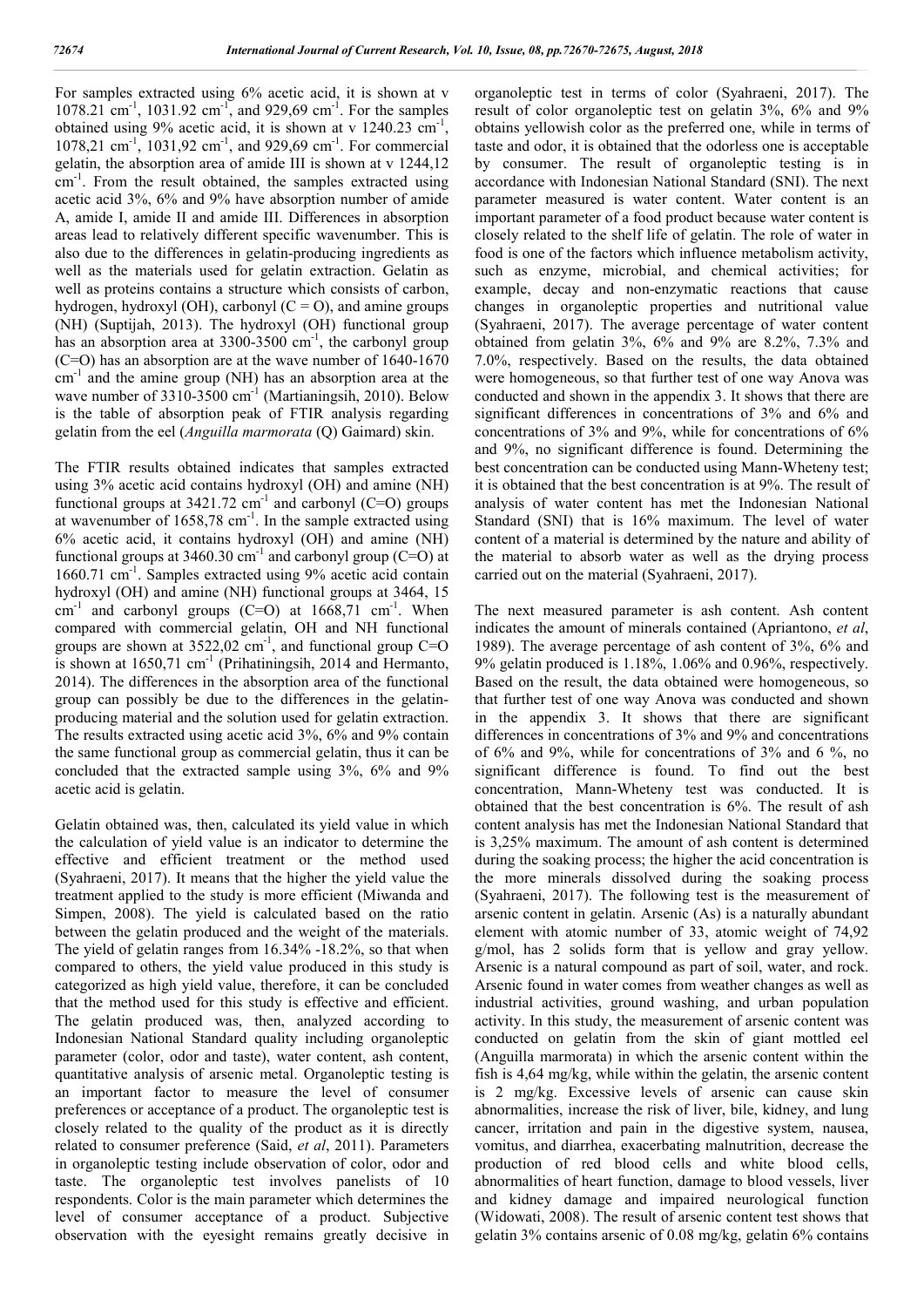For samples extracted using 6% acetic acid, it is shown at v 1078.21 $cm^{-1}$, 1031.92 $cm^{-1}$, and 929,69 $cm^{-1}$. For the samples obtained using 9% acetic acid, it is shown at v 1240.23 $cm^{-1}$, 1078,21 $cm^{-1}$, 1031,92 $cm^{-1}$, and 929,69 $cm^{-1}$. For commercial gelatin, the absorption area of amide III is shown at v 1244,12 $cm^{-1}$. From the result obtained, the samples extracted using acetic acid 3%, 6% and 9% have absorption number of amide A, amide I, amide II and amide III. Differences in absorption areas lead to relatively different specific wavenumber. This is also due to the differences in gelatin-producing ingredients as well as the materials used for gelatin extraction. Gelatin as well as proteins contains a structure which consists of carbon, hydrogen, hydroxyl (OH), carbonyl (C = O), and amine groups (NH) (Suptijah, 2013). The hydroxyl (OH) functional group has an absorption area at 3300-3500 $cm^{-1}$, the carbonyl group (C=O) has an absorption are at the wave number of 1640-1670 $cm^{-1}$ and the amine group (NH) has an absorption area at the wave number of 3310-3500 $cm^{-1}$ (Martianingsih, 2010). Below is the table of absorption peak of FTIR analysis regarding gelatin from the eel (*Anguilla marmorata* (Q) Gaimard) skin.

The FTIR results obtained indicates that samples extracted using 3% acetic acid contains hydroxyl (OH) and amine (NH) functional groups at 3421.72 $cm^{-1}$ and carbonyl (C=O) groups at wavenumber of 1658,78 $cm^{-1}$. In the sample extracted using 6% acetic acid, it contains hydroxyl (OH) and amine (NH) functional groups at 3460.30 $cm^{-1}$ and carbonyl group (C=O) at 1660.71 $cm^{-1}$. Samples extracted using 9% acetic acid contain hydroxyl (OH) and amine (NH) functional groups at 3464, 15 $cm^{-1}$ and carbonyl groups (C=O) at 1668,71 $cm^{-1}$. When compared with commercial gelatin, OH and NH functional groups are shown at 3522,02 $cm^{-1}$, and functional group C=O is shown at 1650,71 $cm^{-1}$ (Prihatiningsih, 2014 and Hermanto, 2014). The differences in the absorption area of the functional group can possibly be due to the differences in the gelatin-producing material and the solution used for gelatin extraction. The results extracted using acetic acid 3%, 6% and 9% contain the same functional group as commercial gelatin, thus it can be concluded that the extracted sample using 3%, 6% and 9% acetic acid is gelatin.

Gelatin obtained was, then, calculated its yield value in which the calculation of yield value is an indicator to determine the effective and efficient treatment or the method used (Syahraeni, 2017). It means that the higher the yield value the treatment applied to the study is more efficient (Miwanda and Simpen, 2008). The yield is calculated based on the ratio between the gelatin produced and the weight of the materials. The yield of gelatin ranges from 16.34% -18.2%, so that when compared to others, the yield value produced in this study is categorized as high yield value, therefore, it can be concluded that the method used for this study is effective and efficient. The gelatin produced was, then, analyzed according to Indonesian National Standard quality including organoleptic parameter (color, odor and taste), water content, ash content, quantitative analysis of arsenic metal. Organoleptic testing is an important factor to measure the level of consumer preferences or acceptance of a product. The organoleptic test is closely related to the quality of the product as it is directly related to consumer preference (Said, *et al*, 2011). Parameters in organoleptic testing include observation of color, odor and taste. The organoleptic test involves panelists of 10 respondents. Color is the main parameter which determines the level of consumer acceptance of a product. Subjective observation with the eyesight remains greatly decisive in organoleptic test in terms of color (Syahraeni, 2017). The result of color organoleptic test on gelatin 3%, 6% and 9% obtains yellowish color as the preferred one, while in terms of taste and odor, it is obtained that the odorless one is acceptable by consumer. The result of organoleptic testing is in accordance with Indonesian National Standard (SNI). The next parameter measured is water content. Water content is an important parameter of a food product because water content is closely related to the shelf life of gelatin. The role of water in food is one of the factors which influence metabolism activity, such as enzyme, microbial, and chemical activities; for example, decay and non-enzymatic reactions that cause changes in organoleptic properties and nutritional value (Syahraeni, 2017). The average percentage of water content obtained from gelatin 3%, 6% and 9% are 8.2%, 7.3% and 7.0%, respectively. Based on the results, the data obtained were homogeneous, so that further test of one way Anova was conducted and shown in the appendix 3. It shows that there are significant differences in concentrations of 3% and 6% and concentrations of 3% and 9%, while for concentrations of 6% and 9%, no significant difference is found. Determining the best concentration can be conducted using Mann-Wheteny test; it is obtained that the best concentration is at 9%. The result of analysis of water content has met the Indonesian National Standard (SNI) that is 16% maximum. The level of water content of a material is determined by the nature and ability of the material to absorb water as well as the drying process carried out on the material (Syahraeni, 2017).

The next measured parameter is ash content. Ash content indicates the amount of minerals contained (Apriantono, *et al*, 1989). The average percentage of ash content of 3%, 6% and 9% gelatin produced is 1.18%, 1.06% and 0.96%, respectively. Based on the result, the data obtained were homogeneous, so that further test of one way Anova was conducted and shown in the appendix 3. It shows that there are significant differences in concentrations of 3% and 9% and concentrations of 6% and 9%, while for concentrations of 3% and 6 %, no significant difference is found. To find out the best concentration, Mann-Wheteny test was conducted. It is obtained that the best concentration is 6%. The result of ash content analysis has met the Indonesian National Standard that is 3,25% maximum. The amount of ash content is determined during the soaking process; the higher the acid concentration is the more minerals dissolved during the soaking process (Syahraeni, 2017). The following test is the measurement of arsenic content in gelatin. Arsenic (As) is a naturally abundant element with atomic number of 33, atomic weight of 74,92 g/mol, has 2 solids form that is yellow and gray yellow. Arsenic is a natural compound as part of soil, water, and rock. Arsenic found in water comes from weather changes as well as industrial activities, ground washing, and urban population activity. In this study, the measurement of arsenic content was conducted on gelatin from the skin of giant mottled eel (Anguilla marmorata) in which the arsenic content within the fish is 4,64 mg/kg, while within the gelatin, the arsenic content is 2 mg/kg. Excessive levels of arsenic can cause skin abnormalities, increase the risk of liver, bile, kidney, and lung cancer, irritation and pain in the digestive system, nausea, vomitus, and diarrhea, exacerbating malnutrition, decrease the production of red blood cells and white blood cells, abnormalities of heart function, damage to blood vessels, liver and kidney damage and impaired neurological function (Widowati, 2008). The result of arsenic content test shows that gelatin 3% contains arsenic of 0.08 mg/kg, gelatin 6% contains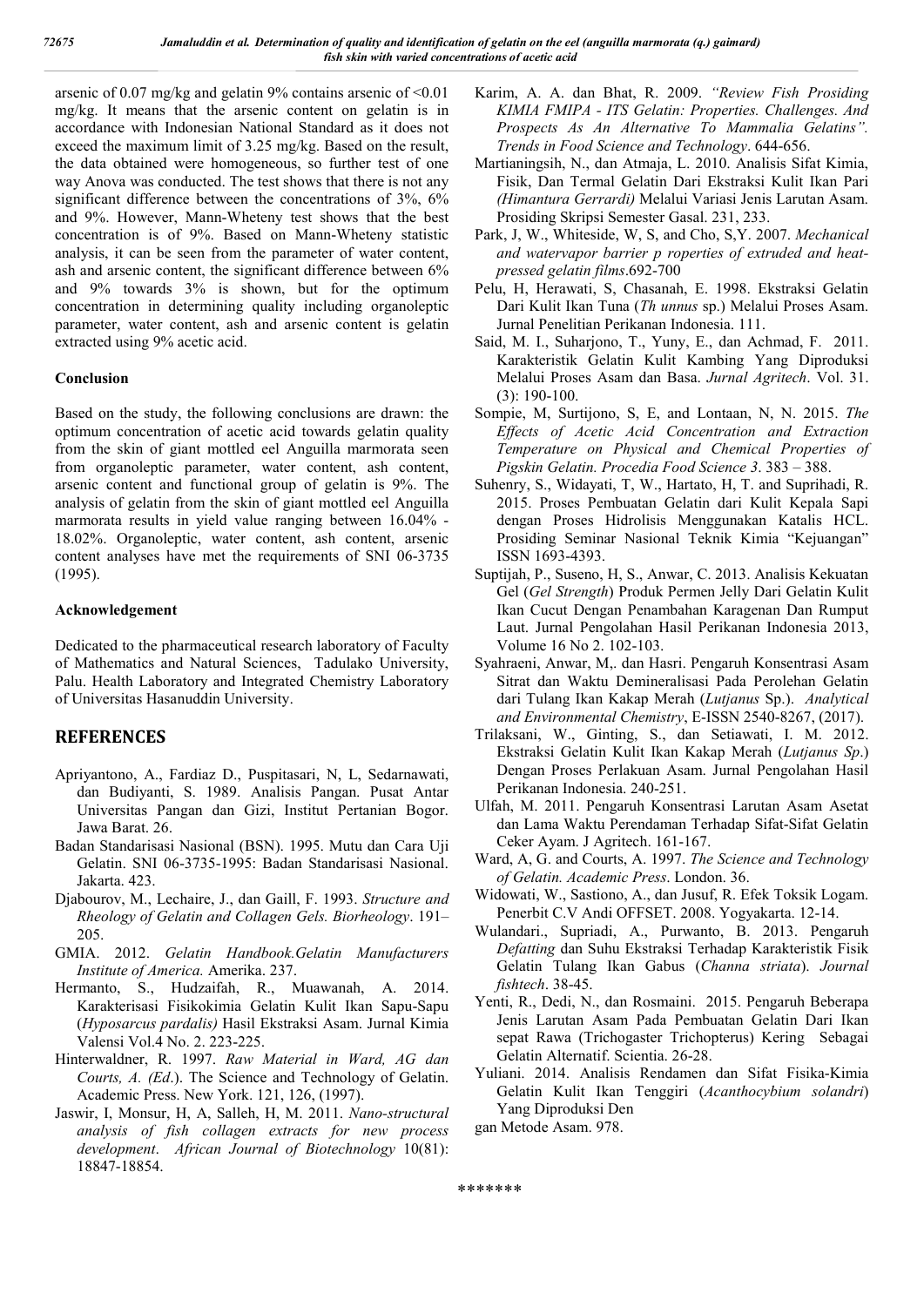arsenic of 0.07 mg/kg and gelatin 9% contains arsenic of <0.01 mg/kg. It means that the arsenic content on gelatin is in accordance with Indonesian National Standard as it does not exceed the maximum limit of 3.25 mg/kg. Based on the result, the data obtained were homogeneous, so further test of one way Anova was conducted. The test shows that there is not any significant difference between the concentrations of 3%, 6% and 9%. However, Mann-Wheteny test shows that the best concentration is of 9%. Based on Mann-Wheteny statistic analysis, it can be seen from the parameter of water content, ash and arsenic content, the significant difference between 6% and 9% towards 3% is shown, but for the optimum concentration in determining quality including organoleptic parameter, water content, ash and arsenic content is gelatin extracted using 9% acetic acid.

**Conclusion**

Based on the study, the following conclusions are drawn: the optimum concentration of acetic acid towards gelatin quality from the skin of giant mottled eel Anguilla marmorata seen from organoleptic parameter, water content, ash content, arsenic content and functional group of gelatin is 9%. The analysis of gelatin from the skin of giant mottled eel Anguilla marmorata results in yield value ranging between 16.04% - 18.02%. Organoleptic, water content, ash content, arsenic content analyses have met the requirements of SNI 06-3735 (1995).

**Acknowledgement**

Dedicated to the pharmaceutical research laboratory of Faculty of Mathematics and Natural Sciences, Tadulako University, Palu. Health Laboratory and Integrated Chemistry Laboratory of Universitas Hasanuddin University.

## REFERENCES

Apriyantono, A., Fardiaz D., Puspitasari, N, L, Sedarnawati, dan Budiyanti, S. 1989. Analisis Pangan. Pusat Antar Universitas Pangan dan Gizi, Institut Pertanian Bogor. Jawa Barat. 26.

Badan Standarisasi Nasional (BSN). 1995. Mutu dan Cara Uji Gelatin. SNI 06-3735-1995: Badan Standarisasi Nasional. Jakarta. 423.

Djabourov, M., Lechaire, J., dan Gaill, F. 1993. *Structure and Rheology of Gelatin and Collagen Gels. Biorheology*. 191–205.

GMIA. 2012. *Gelatin Handbook.Gelatin Manufacturers Institute of America.* Amerika. 237.

Hermanto, S., Hudzaifah, R., Muawanah, A. 2014. Karakterisasi Fisikokimia Gelatin Kulit Ikan Sapu-Sapu (*Hyposarcus pardalis)* Hasil Ekstraksi Asam. Jurnal Kimia Valensi Vol.4 No. 2. 223-225.

Hinterwaldner, R. 1997. *Raw Material in Ward, AG dan Courts, A. (Ed*.). The Science and Technology of Gelatin. Academic Press. New York. 121, 126, (1997).

Jaswir, I, Monsur, H, A, Salleh, H, M. 2011. *Nano-structural analysis of fish collagen extracts for new process development*. *African Journal of Biotechnology* 10(81): 18847-18854.

Karim, A. A. dan Bhat, R. 2009. *"Review Fish Prosiding KIMIA FMIPA - ITS Gelatin: Properties. Challenges. And Prospects As An Alternative To Mammalia Gelatins". Trends in Food Science and Technology*. 644-656.

Martianingsih, N., dan Atmaja, L. 2010. Analisis Sifat Kimia, Fisik, Dan Termal Gelatin Dari Ekstraksi Kulit Ikan Pari *(Himantura Gerrardi)* Melalui Variasi Jenis Larutan Asam. Prosiding Skripsi Semester Gasal. 231, 233.

Park, J, W., Whiteside, W, S, and Cho, S,Y. 2007. *Mechanical and watervapor barrier p roperties of extruded and heat-pressed gelatin films*.692-700

Pelu, H, Herawati, S, Chasanah, E. 1998. Ekstraksi Gelatin Dari Kulit Ikan Tuna (*Th unnus* sp.) Melalui Proses Asam. Jurnal Penelitian Perikanan Indonesia. 111.

Said, M. I., Suharjono, T., Yuny, E., dan Achmad, F. 2011. Karakteristik Gelatin Kulit Kambing Yang Diproduksi Melalui Proses Asam dan Basa. *Jurnal Agritech*. Vol. 31. (3): 190-100.

Sompie, M, Surtijono, S, E, and Lontaan, N, N. 2015. *The Effects of Acetic Acid Concentration and Extraction Temperature on Physical and Chemical Properties of Pigskin Gelatin. Procedia Food Science 3*. 383 – 388.

Suhenry, S., Widayati, T, W., Hartato, H, T. and Suprihadi, R. 2015. Proses Pembuatan Gelatin dari Kulit Kepala Sapi dengan Proses Hidrolisis Menggunakan Katalis HCL. Prosiding Seminar Nasional Teknik Kimia "Kejuangan" ISSN 1693-4393.

Suptijah, P., Suseno, H, S., Anwar, C. 2013. Analisis Kekuatan Gel (*Gel Strength*) Produk Permen Jelly Dari Gelatin Kulit Ikan Cucut Dengan Penambahan Karagenan Dan Rumput Laut. Jurnal Pengolahan Hasil Perikanan Indonesia 2013, Volume 16 No 2. 102-103.

Syahraeni, Anwar, M,. dan Hasri. Pengaruh Konsentrasi Asam Sitrat dan Waktu Demineralisasi Pada Perolehan Gelatin dari Tulang Ikan Kakap Merah (*Lutjanus* Sp.). *Analytical and Environmental Chemistry*, E-ISSN 2540-8267, (2017).

Trilaksani, W., Ginting, S., dan Setiawati, I. M. 2012. Ekstraksi Gelatin Kulit Ikan Kakap Merah (*Lutjanus Sp*.) Dengan Proses Perlakuan Asam. Jurnal Pengolahan Hasil Perikanan Indonesia. 240-251.

Ulfah, M. 2011. Pengaruh Konsentrasi Larutan Asam Asetat dan Lama Waktu Perendaman Terhadap Sifat-Sifat Gelatin Ceker Ayam. J Agritech. 161-167.

Ward, A, G. and Courts, A. 1997. *The Science and Technology of Gelation. Academic Press*. London. 36.

Widowati, W., Sastiono, A., dan Jusuf, R. Efek Toksik Logam. Penerbit C.V Andi OFFSET. 2008. Yogyakarta. 12-14.

Wulandari., Supriadi, A., Purwanto, B. 2013. Pengaruh *Defatting* dan Suhu Ekstraksi Terhadap Karakteristik Fisik Gelatin Tulang Ikan Gabus (*Channa striata*). *Journal fishtech*. 38-45.

Yenti, R., Dedi, N., dan Rosmaini. 2015. Pengaruh Beberapa Jenis Larutan Asam Pada Pembuatan Gelatin Dari Ikan sepat Rawa (Trichogaster Trichopterus) Kering Sebagai Gelatin Alternatif. Scientia. 26-28.

Yuliani. 2014. Analisis Rendamen dan Sifat Fisika-Kimia Gelatin Kulit Ikan Tenggiri (*Acanthocybium solandri*) Yang Diproduksi Den
gan Metode Asam. 978.

*******